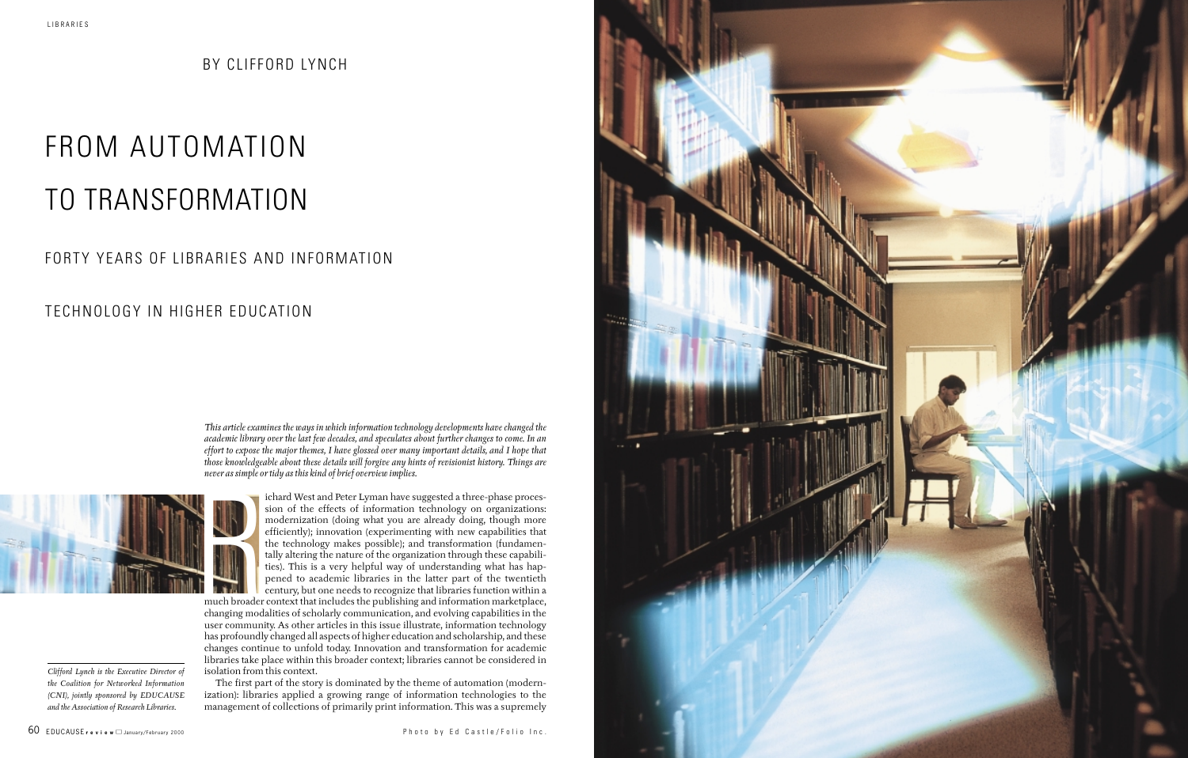BY CLIFFORD LYNCH

# FROM AUTOMATION TO TRANSFORMATION

## FORTY YEARS OF LIBRARIES AND INFORMATION TECHNOLOGY IN HIGHER EDUCATION

*This article examines the ways in which information technology developments have changed the academic library over the last few decades, and speculates about further changes to come. In an effort to expose the major themes, I have glossed over many important details, and I hope that those knowledgeable about these details will forgive any hints of revisionist history. Things are never as simple or tidy as this kind of brief overview implies.*

Richard West and Peter Lyman have suggested a three-phase procession of the effects of information technology on organizations: modernization (doing what you are already doing, though more efficiently); innovation (experimenting with new capabilities that the technology makes possible); and transformation (fundamentally altering the nature of the organization through these capabilities). This is a very helpful way of understanding what has happened to academic libraries in the latter part of the twentieth century, but one needs to recognize that libraries function within a much broader context that includes the publishing and information marketplace, changing modalities of scholarly communication, and evolving capabilities in the user community. As other articles in this issue illustrate, information technology has profoundly changed all aspects of higher education and scholarship, and these changes continue to unfold today. Innovation and transformation for academic libraries take place within this broader context; libraries cannot be considered in isolation from this context.

The first part of the story is dominated by the theme of automation (modernization): libraries applied a growing range of information technologies to the management of collections of primarily print information. This was a supremely

*Clifford Lynch is the Executive Director of the Coalition for Networked Information (CNI), jointly sponsored by EDUCAUSE and the Association of Research Libraries.*

Photo by Ed Castle/Folio Inc.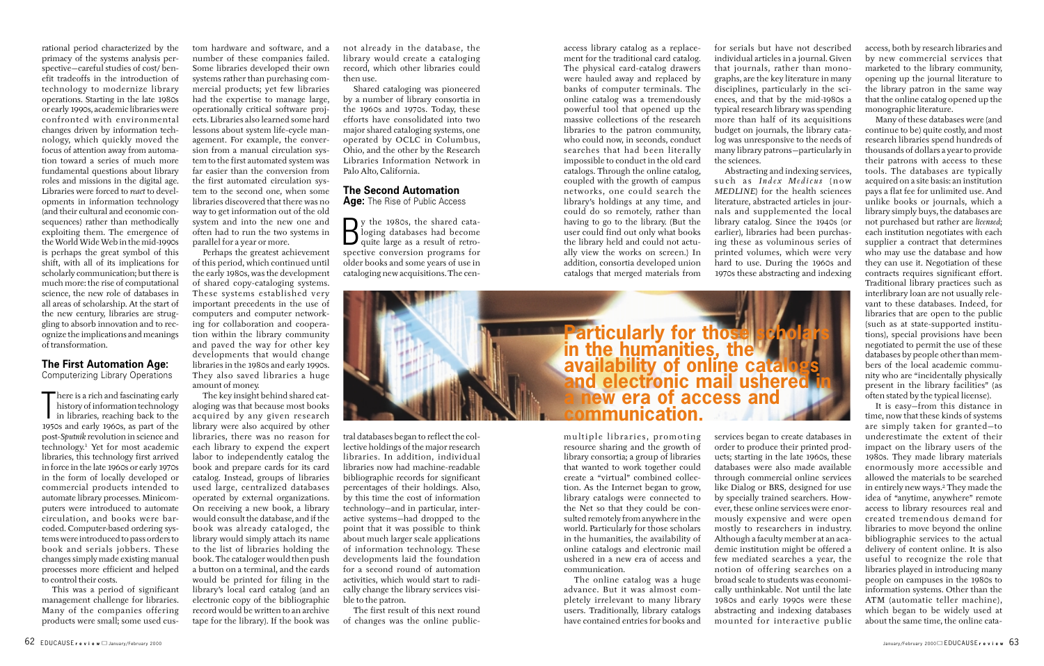rational period characterized by the primacy of the systems analysis perspective—careful studies of cost/benefit tradeoffs in the introduction of technology to modernize library operations. Starting in the late 1980s or early 1990s, academic libraries were confronted with environmental changes driven by information technology, which quickly moved the focus of attention away from automation toward a series of much more fundamental questions about library roles and missions in the digital age. Libraries were forced to *react* to developments in information technology (and their cultural and economic consequences) rather than methodically exploiting them. The emergence of the World Wide Web in the mid-1990s is perhaps the great symbol of this shift, with all of its implications for scholarly communication; but there is much more: the rise of computational science, the new role of databases in all areas of scholarship. At the start of the new century, libraries are struggling to absorb innovation and to recognize the implications and meanings of transformation.

## The First Automation Age: Computerizing Library Operations

There is a rich and fascinating early history of information technology in libraries, reaching back to the 1950s and early 1960s, as part of the post-*Sputnik* revolution in science and technology.[1] Yet for most academic libraries, this technology first arrived in force in the late 1960s or early 1970s in the form of locally developed or commercial products intended to automate library processes. Minicomputers were introduced to automate circulation, and books were barcoded. Computer-based ordering systems were introduced to pass orders to book and serials jobbers. These changes simply made existing manual processes more efficient and helped to control their costs.

This was a period of significant management challenge for libraries. Many of the companies offering products were small; some used custom hardware and software, and a number of these companies failed. Some libraries developed their own systems rather than purchasing commercial products; yet few libraries had the expertise to manage large, operationally critical software projects. Libraries also learned some hard lessons about system life-cycle management. For example, the conversion from a manual circulation system to the first automated system was far easier than the conversion from the first automated circulation system to the second one, when some libraries discovered that there was no way to get information out of the old system and into the new one and often had to run the two systems in parallel for a year or more.

Perhaps the greatest achievement of this period, which continued until the early 1980s, was the development of shared copy-cataloging systems. These systems established very important precedents in the use of computers and computer networking for collaboration and cooperation within the library community and paved the way for other key developments that would change libraries in the 1980s and early 1990s. They also saved libraries a huge amount of money.

The key insight behind shared cataloging was that because most books acquired by any given research library were also acquired by other libraries, there was no reason for each library to expend the expert labor to independently catalog the book and prepare cards for its card catalog. Instead, groups of libraries used large, centralized databases operated by external organizations. On receiving a new book, a library would consult the database, and if the book was already cataloged, the library would simply attach its name to the list of libraries holding the book. The cataloger would then push a button on a terminal, and the cards would be printed for filing in the library's local card catalog (and an electronic copy of the bibliographic record would be written to an archive tape for the library). If the book was not already in the database, the library would create a cataloging record, which other libraries could then use.

Shared cataloging was pioneered by a number of library consortia in the 1960s and 1970s. Today, these efforts have consolidated into two major shared cataloging systems, one operated by OCLC in Columbus, Ohio, and the other by the Research Libraries Information Network in Palo Alto, California.

## The Second Automation Age: The Rise of Public Access

By the 1980s, the shared cataloging databases had become quite large as a result of retrospective conversion programs for older books and some years of use in cataloging new acquisitions. The central databases began to reflect the collective holdings of the major research libraries. In addition, individual libraries now had machine-readable bibliographic records for significant percentages of their holdings. Also, by this time the cost of information technology—and in particular, interactive systems—had dropped to the point that it was possible to think about much larger scale applications of information technology. These developments laid the foundation for a second round of automation activities, which would start to radically change the library services visible to the patron.

The first result of this next round of changes was the online public-access library catalog as a replacement for the traditional card catalog. The physical card-catalog drawers were hauled away and replaced by banks of computer terminals. The online catalog was a tremendously powerful tool that opened up the massive collections of the research libraries to the patron community, who could now, in seconds, conduct searches that had been literally impossible to conduct in the old card catalogs. Through the online catalog, coupled with the growth of campus networks, one could search the library's holdings at any time, and could do so remotely, rather than having to go to the library. (But the user could find out only what books the library held and could not actually view the works on screen.) In addition, consortia developed union catalogs that merged materials from multiple libraries, promoting resource sharing and the growth of library consortia; a group of libraries that wanted to work together could create a "virtual" combined collection. As the Internet began to grow, library catalogs were connected to the Net so that they could be consulted remotely from anywhere in the world. Particularly for those scholars in the humanities, the availability of online catalogs and electronic mail ushered in a new era of access and communication.

**Particularly for those scholars in the humanities, the availability of online catalogs and electronic mail ushered in a new era of access and communication.**

The online catalog was a huge advance. But it was almost completely irrelevant to many library users. Traditionally, library catalogs have contained entries for books and for serials but have not described individual articles in a journal. Given that journals, rather than monographs, are the key literature in many disciplines, particularly in the sciences, and that by the mid-1980s a typical research library was spending more than half of its acquisitions budget on journals, the library catalog was unresponsive to the needs of many library patrons—particularly in the sciences.

Abstracting and indexing services, such as *Index Medicus* (now *MEDLINE*) for the health sciences literature, abstracted articles in journals and supplemented the local library catalog. Since the 1940s (or earlier), libraries had been purchasing these as voluminous series of printed volumes, which were very hard to use. During the 1960s and 1970s these abstracting and indexing services began to create databases in order to produce their printed products; starting in the late 1960s, these databases were also made available through commercial online services like Dialog or BRS, designed for use by specially trained searchers. However, these online services were enormously expensive and were open mostly to researchers in industry. Although a faculty member at an academic institution might be offered a few mediated searches a year, the notion of offering searches on a broad scale to students was economically unthinkable. Not until the late 1980s and early 1990s were these abstracting and indexing databases mounted for interactive public access, both by research libraries and by new commercial services that marketed to the library community, opening up the journal literature to the library patron in the same way that the online catalog opened up the monographic literature.

Many of these databases were (and continue to be) quite costly, and most research libraries spend hundreds of thousands of dollars a year to provide their patrons with access to these tools. The databases are typically acquired on a site basis: an institution pays a flat fee for unlimited use. And unlike books or journals, which a library simply buys, the databases are not purchased but rather are *licensed*; each institution negotiates with each supplier a contract that determines who may use the database and how they can use it. Negotiation of these contracts requires significant effort. Traditional library practices such as interlibrary loan are not usually relevant to these databases. Indeed, for libraries that are open to the public (such as at state-supported institutions), special provisions have been negotiated to permit the use of these databases by people other than members of the local academic community who are "incidentally physically present in the library facilities" (as often stated by the typical license).

It is easy—from this distance in time, now that these kinds of systems are simply taken for granted—to underestimate the extent of their impact on the library users of the 1980s. They made library materials enormously more accessible and allowed the materials to be searched in entirely new ways.[2] They made the idea of "anytime, anywhere" remote access to library resources real and created tremendous demand for libraries to move beyond the online bibliographic services to the actual delivery of content online. It is also useful to recognize the role that libraries played in introducing many people on campuses in the 1980s to information systems. Other than the ATM (automatic teller machine), which began to be widely used at about the same time, the online cata-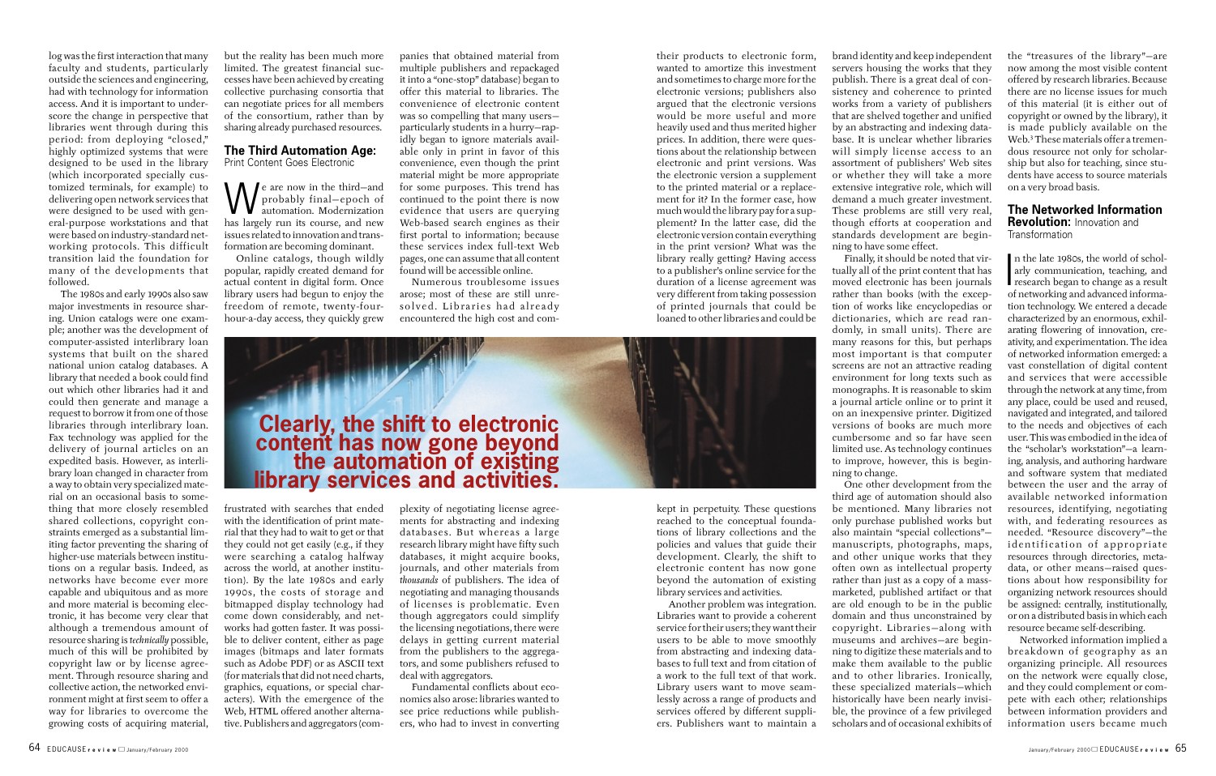log was the first interaction that many faculty and students, particularly outside the sciences and engineering, had with technology for information access. And it is important to underscore the change in perspective that libraries went through during this period: from deploying "closed," highly optimized systems that were designed to be used in the library (which incorporated specially customized terminals, for example) to delivering open network services that were designed to be used with general-purpose workstations and that were based on industry-standard networking protocols. This difficult transition laid the foundation for many of the developments that followed.

The 1980s and early 1990s also saw major investments in resource sharing. Union catalogs were one example; another was the development of computer-assisted interlibrary loan systems that built on the shared national union catalog databases. A library that needed a book could find out which other libraries had it and could then generate and manage a request to borrow it from one of those libraries through interlibrary loan. Fax technology was applied for the delivery of journal articles on an expedited basis. However, as interlibrary loan changed in character from a way to obtain very specialized material on an occasional basis to something that more closely resembled shared collections, copyright constraints emerged as a substantial limiting factor preventing the sharing of higher-use materials between institutions on a regular basis. Indeed, as networks have become ever more capable and ubiquitous and as more and more material is becoming electronic, it has become very clear that although a tremendous amount of resource sharing is *technically* possible, much of this will be prohibited by copyright law or by license agreement. Through resource sharing and collective action, the networked environment might at first seem to offer a way for libraries to overcome the growing costs of acquiring material, but the reality has been much more limited. The greatest financial successes have been achieved by creating collective purchasing consortia that can negotiate prices for all members of the consortium, rather than by sharing already purchased resources.

## The Third Automation Age: Print Content Goes Electronic

We are now in the third—and probably final—epoch of automation. Modernization has largely run its course, and new issues related to innovation and transformation are becoming dominant.

Online catalogs, though wildly popular, rapidly created demand for actual content in digital form. Once library users had begun to enjoy the freedom of remote, twenty-four-hour-a-day access, they quickly grew frustrated with searches that ended with the identification of print material that they had to wait to get or that they could not get easily (e.g., if they were searching a catalog halfway across the world, at another institution). By the late 1980s and early 1990s, the costs of storage and bitmapped display technology had come down considerably, and networks had gotten faster. It was possible to deliver content, either as page images (bitmaps and later formats such as Adobe PDF) or as ASCII text (for materials that did not need charts, graphics, equations, or special characters). With the emergence of the Web, HTML offered another alternative. Publishers and aggregators (companies that obtained material from multiple publishers and repackaged it into a "one-stop" database) began to offer this material to libraries. The convenience of electronic content was so compelling that many users—particularly students in a hurry—rapidly began to ignore materials available only in print in favor of this convenience, even though the print material might be more appropriate for some purposes. This trend has continued to the point there is now evidence that users are querying Web-based search engines as their first portal to information; because these services index full-text Web pages, one can assume that all content found will be accessible online.

Numerous troublesome issues arose; most of these are still unresolved. Libraries had already encountered the high cost and complexity of negotiating license agreements for abstracting and indexing databases. But whereas a large research library might have fifty such databases, it might acquire books, journals, and other materials from *thousands* of publishers. The idea of negotiating and managing thousands of licenses is problematic. Even though aggregators could simplify the licensing negotiations, there were delays in getting current material from the publishers to the aggregators, and some publishers refused to deal with aggregators.

Fundamental conflicts about economics also arose: libraries wanted to see price reductions while publishers, who had to invest in converting their products to electronic form, wanted to amortize this investment and sometimes to charge more for the electronic versions; publishers also argued that the electronic versions would be more useful and more heavily used and thus merited higher prices. In addition, there were questions about the relationship between electronic and print versions. Was the electronic version a supplement to the printed material or a replacement for it? In the former case, how much would the library pay for a supplement? In the latter case, did the electronic version contain everything in the print version? What was the library really getting? Having access to a publisher's online service for the duration of a license agreement was very different from taking possession of printed journals that could be loaned to other libraries and could be kept in perpetuity. These questions reached to the conceptual foundations of library collections and the policies and values that guide their development. Clearly, the shift to electronic content has now gone beyond the automation of existing library services and activities.

**Clearly, the shift to electronic content has now gone beyond the automation of existing library services and activities.**

Another problem was integration. Libraries want to provide a coherent service for their users; they want their users to be able to move smoothly from abstracting and indexing databases to full text and from citation of a work to the full text of that work. Library users want to move seamlessly across a range of products and services offered by different suppliers. Publishers want to maintain a brand identity and keep independent servers housing the works that they publish. There is a great deal of consistency and coherence to printed works from a variety of publishers that are shelved together and unified by an abstracting and indexing database. It is unclear whether libraries will simply license access to an assortment of publishers' Web sites or whether they will take a more extensive integrative role, which will demand a much greater investment. These problems are still very real, though efforts at cooperation and standards development are beginning to have some effect.

Finally, it should be noted that virtually all of the print content that has moved electronic has been journals rather than books (with the exception of works like encyclopedias or dictionaries, which are read randomly, in small units). There are many reasons for this, but perhaps most important is that computer screens are not an attractive reading environment for long texts such as monographs. It is reasonable to skim a journal article online or to print it on an inexpensive printer. Digitized versions of books are much more cumbersome and so far have seen limited use. As technology continues to improve, however, this is beginning to change.

One other development from the third age of automation should also be mentioned. Many libraries not only purchase published works but also maintain "special collections"—manuscripts, photographs, maps, and other unique works that they often own as intellectual property rather than just as a copy of a mass-marketed, published artifact or that are old enough to be in the public domain and thus unconstrained by copyright. Libraries—along with museums and archives—are beginning to digitize these materials and to make them available to the public and to other libraries. Ironically, these specialized materials—which historically have been nearly invisible, the province of a few privileged scholars and of occasional exhibits of the "treasures of the library"—are now among the most visible content offered by research libraries. Because there are no license issues for much of this material (it is either out of copyright or owned by the library), it is made publicly available on the Web.[3] These materials offer a tremendous resource not only for scholarship but also for teaching, since students have access to source materials on a very broad basis.

## The Networked Information Revolution: Innovation and Transformation

In the late 1980s, the world of scholarly communication, teaching, and research began to change as a result of networking and advanced information technology. We entered a decade characterized by an enormous, exhilarating flowering of innovation, creativity, and experimentation. The idea of networked information emerged: a vast constellation of digital content and services that were accessible through the network at any time, from any place, could be used and reused, navigated and integrated, and tailored to the needs and objectives of each user. This was embodied in the idea of the "scholar's workstation"—a learning, analysis, and authoring hardware and software system that mediated between the user and the array of available networked information resources, identifying, negotiating with, and federating resources as needed. "Resource discovery"—the identification of appropriate resources through directories, metadata, or other means—raised questions about how responsibility for organizing network resources should be assigned: centrally, institutionally, or on a distributed basis in which each resource became self-describing.

Networked information implied a breakdown of geography as an organizing principle. All resources on the network were equally close, and they could complement or compete with each other; relationships between information providers and information users became much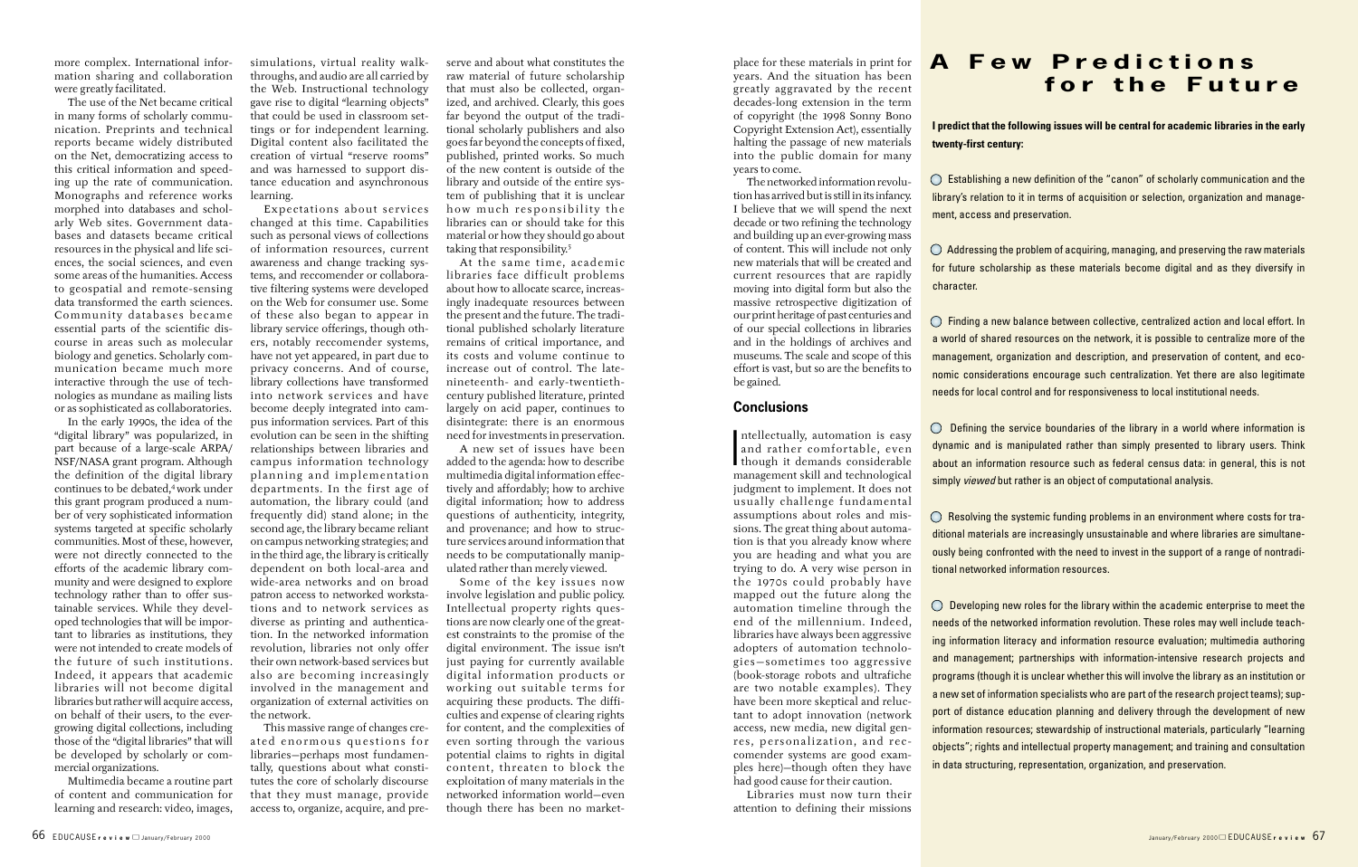more complex. International information sharing and collaboration were greatly facilitated.

The use of the Net became critical in many forms of scholarly communication. Preprints and technical reports became widely distributed on the Net, democratizing access to this critical information and speeding up the rate of communication. Monographs and reference works morphed into databases and scholarly Web sites. Government databases and datasets became critical resources in the physical and life sciences, the social sciences, and even some areas of the humanities. Access to geospatial and remote-sensing data transformed the earth sciences. Community databases became essential parts of the scientific discourse in areas such as molecular biology and genetics. Scholarly communication became much more interactive through the use of technologies as mundane as mailing lists or as sophisticated as collaboratories.

In the early 1990s, the idea of the "digital library" was popularized, in part because of a large-scale ARPA/NSF/NASA grant program. Although the definition of the digital library continues to be debated,[4] work under this grant program produced a number of very sophisticated information systems targeted at specific scholarly communities. Most of these, however, were not directly connected to the efforts of the academic library community and were designed to explore technology rather than to offer sustainable services. While they developed technologies that will be important to libraries as institutions, they were not intended to create models of the future of such institutions. Indeed, it appears that academic libraries will not become digital libraries but rather will acquire access, on behalf of their users, to the ever-growing digital collections, including those of the "digital libraries" that will be developed by scholarly or commercial organizations.

Multimedia became a routine part of content and communication for learning and research: video, images, simulations, virtual reality walkthroughs, and audio are all carried by the Web. Instructional technology gave rise to digital "learning objects" that could be used in classroom settings or for independent learning. Digital content also facilitated the creation of virtual "reserve rooms" and was harnessed to support distance education and asynchronous learning.

Expectations about services changed at this time. Capabilities such as personal views of collections of information resources, current awareness and change tracking systems, and reccomender or collaborative filtering systems were developed on the Web for consumer use. Some of these also began to appear in library service offerings, though others, notably reccomender systems, have not yet appeared, in part due to privacy concerns. And of course, library collections have transformed into network services and have become deeply integrated into campus information services. Part of this evolution can be seen in the shifting relationships between libraries and campus information technology planning and implementation departments. In the first age of automation, the library could (and frequently did) stand alone; in the second age, the library became reliant on campus networking strategies; and in the third age, the library is critically dependent on both local-area and wide-area networks and on broad patron access to networked workstations and to network services as diverse as printing and authentication. In the networked information revolution, libraries not only offer their own network-based services but also are becoming increasingly involved in the management and organization of external activities on the network.

This massive range of changes created enormous questions for libraries—perhaps most fundamentally, questions about what constitutes the core of scholarly discourse that they must manage, provide access to, organize, acquire, and preserve and about what constitutes the raw material of future scholarship that must also be collected, organized, and archived. Clearly, this goes far beyond the output of the traditional scholarly publishers and also goes far beyond the concepts of fixed, published, printed works. So much of the new content is outside of the library and outside of the entire system of publishing that it is unclear how much responsibility the libraries can or should take for this material or how they should go about taking that responsibility.[5]

At the same time, academic libraries face difficult problems about how to allocate scarce, increasingly inadequate resources between the present and the future. The traditional published scholarly literature remains of critical importance, and its costs and volume continue to increase out of control. The late-nineteenth- and early-twentieth-century published literature, printed largely on acid paper, continues to disintegrate: there is an enormous need for investments in preservation.

A new set of issues have been added to the agenda: how to describe multimedia digital information effectively and affordably; how to archive digital information; how to address questions of authenticity, integrity, and provenance; and how to structure services around information that needs to be computationally manipulated rather than merely viewed.

Some of the key issues now involve legislation and public policy. Intellectual property rights questions are now clearly one of the greatest constraints to the promise of the digital environment. The issue isn't just paying for currently available digital information products or working out suitable terms for acquiring these products. The difficulties and expense of clearing rights for content, and the complexities of even sorting through the various potential claims to rights in digital content, threaten to block the exploitation of many materials in the networked information world—even though there has been no marketplace for these materials in print for years. And the situation has been greatly aggravated by the recent decades-long extension in the term of copyright (the 1998 Sonny Bono Copyright Extension Act), essentially halting the passage of new materials into the public domain for many years to come.

The networked information revolution has arrived but is still in its infancy. I believe that we will spend the next decade or two refining the technology and building up an ever-growing mass of content. This will include not only new materials that will be created and current resources that are rapidly moving into digital form but also the massive retrospective digitization of our print heritage of past centuries and of our special collections in libraries and in the holdings of archives and museums. The scale and scope of this effort is vast, but so are the benefits to be gained.

## Conclusions

Intellectually, automation is easy and rather comfortable, even though it demands considerable management skill and technological judgment to implement. It does not usually challenge fundamental assumptions about roles and missions. The great thing about automation is that you already know where you are heading and what you are trying to do. A very wise person in the 1970s could probably have mapped out the future along the automation timeline through the end of the millennium. Indeed, libraries have always been aggressive adopters of automation technologies—sometimes too aggressive (book-storage robots and ultrafiche are two notable examples). They have been more skeptical and reluctant to adopt innovation (network access, new media, new digital genres, personalization, and reccomender systems are good examples here)—though often they have had good cause for their caution.

Libraries must now turn their attention to defining their missions

## A Few Predictions for the Future

**I predict that the following issues will be central for academic libraries in the early twenty-first century:**

- Establishing a new definition of the "canon" of scholarly communication and the library's relation to it in terms of acquisition or selection, organization and management, access and preservation.

- Addressing the problem of acquiring, managing, and preserving the raw materials for future scholarship as these materials become digital and as they diversify in character.

- Finding a new balance between collective, centralized action and local effort. In a world of shared resources on the network, it is possible to centralize more of the management, organization and description, and preservation of content, and economic considerations encourage such centralization. Yet there are also legitimate needs for local control and for responsiveness to local institutional needs.

- Defining the service boundaries of the library in a world where information is dynamic and is manipulated rather than simply presented to library users. Think about an information resource such as federal census data: in general, this is not simply *viewed* but rather is an object of computational analysis.

- Resolving the systemic funding problems in an environment where costs for traditional materials are increasingly unsustainable and where libraries are simultaneously being confronted with the need to invest in the support of a range of nontraditional networked information resources.

- Developing new roles for the library within the academic enterprise to meet the needs of the networked information revolution. These roles may well include teaching information literacy and information resource evaluation; multimedia authoring and management; partnerships with information-intensive research projects and programs (though it is unclear whether this will involve the library as an institution or a new set of information specialists who are part of the research project teams); support of distance education planning and delivery through the development of new information resources; stewardship of instructional materials, particularly "learning objects"; rights and intellectual property management; and training and consultation in data structuring, representation, organization, and preservation.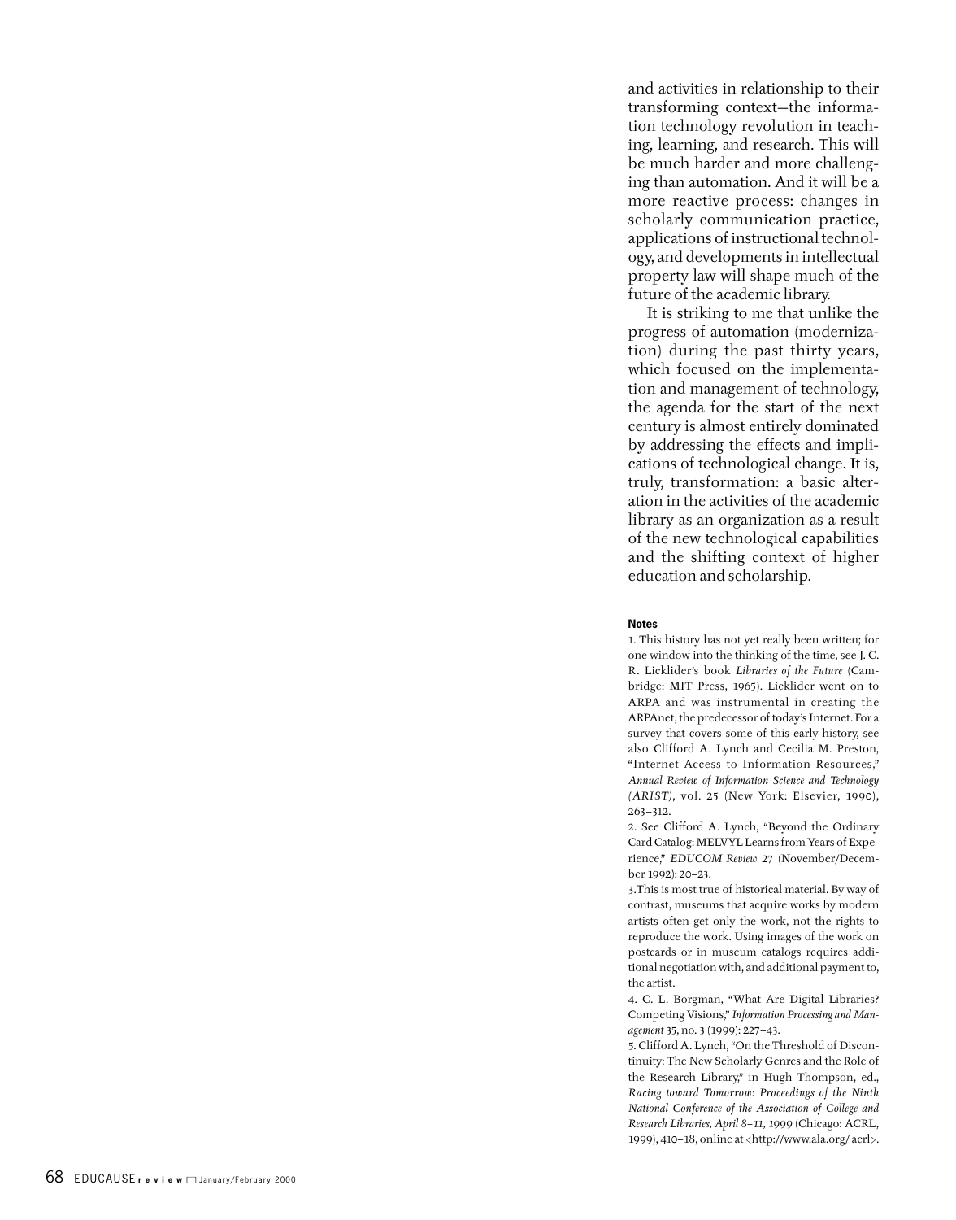and activities in relationship to their transforming context—the information technology revolution in teaching, learning, and research. This will be much harder and more challenging than automation. And it will be a more reactive process: changes in scholarly communication practice, applications of instructional technology, and developments in intellectual property law will shape much of the future of the academic library.

It is striking to me that unlike the progress of automation (modernization) during the past thirty years, which focused on the implementation and management of technology, the agenda for the start of the next century is almost entirely dominated by addressing the effects and implications of technological change. It is, truly, transformation: a basic alteration in the activities of the academic library as an organization as a result of the new technological capabilities and the shifting context of higher education and scholarship.

**Notes**

1. This history has not yet really been written; for one window into the thinking of the time, see J. C. R. Licklider's book *Libraries of the Future* (Cambridge: MIT Press, 1965). Licklider went on to ARPA and was instrumental in creating the ARPAnet, the predecessor of today's Internet. For a survey that covers some of this early history, see also Clifford A. Lynch and Cecilia M. Preston, "Internet Access to Information Resources," *Annual Review of Information Science and Technology (ARIST)*, vol. 25 (New York: Elsevier, 1990), 263–312.

2. See Clifford A. Lynch, "Beyond the Ordinary Card Catalog: MELVYL Learns from Years of Experience," *EDUCOM Review* 27 (November/December 1992): 20–23.

3. This is most true of historical material. By way of contrast, museums that acquire works by modern artists often get only the work, not the rights to reproduce the work. Using images of the work on postcards or in museum catalogs requires additional negotiation with, and additional payment to, the artist.

4. C. L. Borgman, "What Are Digital Libraries? Competing Visions," *Information Processing and Management* 35, no. 3 (1999): 227–43.

5. Clifford A. Lynch, "On the Threshold of Discontinuity: The New Scholarly Genres and the Role of the Research Library," in Hugh Thompson, ed., *Racing toward Tomorrow: Proceedings of the Ninth National Conference of the Association of College and Research Libraries, April 8–11, 1999* (Chicago: ACRL, 1999), 410–18, online at <http://www.ala.org/ acrl>.